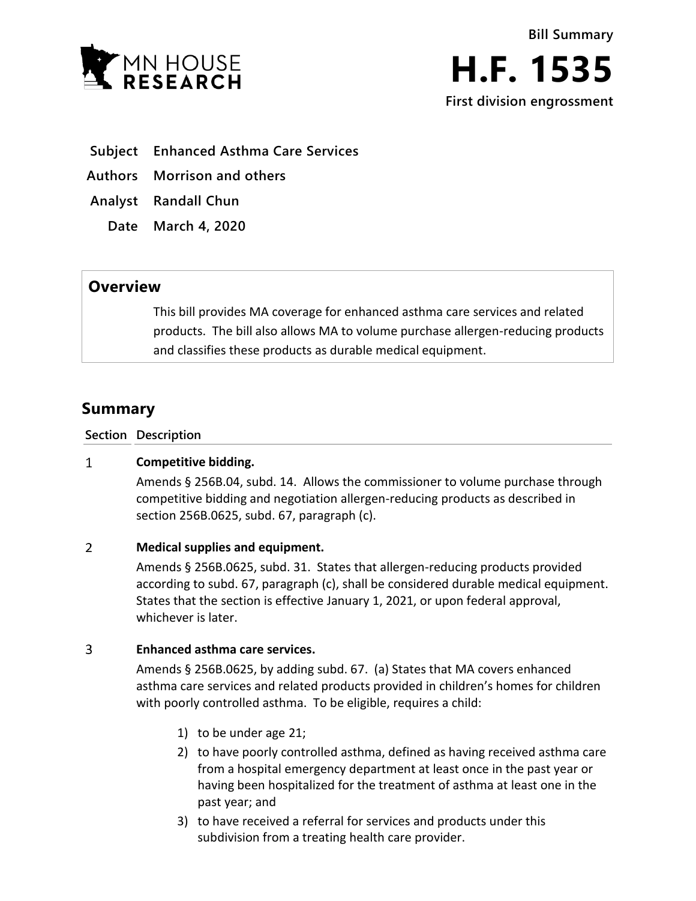MN HOUSE RESEARCH

**Bill Summary**

# H.F. 1535

**First division engrossment**

**Subject** Enhanced Asthma Care Services

**Authors** Morrison and others

**Analyst** Randall Chun

**Date** March 4, 2020

## Overview

This bill provides MA coverage for enhanced asthma care services and related products. The bill also allows MA to volume purchase allergen-reducing products and classifies these products as durable medical equipment.

## Summary

| Section | Description |
|---|---|
| 1 | **Competitive bidding.**<br>Amends § 256B.04, subd. 14. Allows the commissioner to volume purchase through competitive bidding and negotiation allergen-reducing products as described in section 256B.0625, subd. 67, paragraph (c). |
| 2 | **Medical supplies and equipment.**<br>Amends § 256B.0625, subd. 31. States that allergen-reducing products provided according to subd. 67, paragraph (c), shall be considered durable medical equipment. States that the section is effective January 1, 2021, or upon federal approval, whichever is later. |
| 3 | **Enhanced asthma care services.**<br>Amends § 256B.0625, by adding subd. 67. (a) States that MA covers enhanced asthma care services and related products provided in children's homes for children with poorly controlled asthma. To be eligible, requires a child:<br>1) to be under age 21;<br>2) to have poorly controlled asthma, defined as having received asthma care from a hospital emergency department at least once in the past year or having been hospitalized for the treatment of asthma at least one in the past year; and<br>3) to have received a referral for services and products under this subdivision from a treating health care provider. |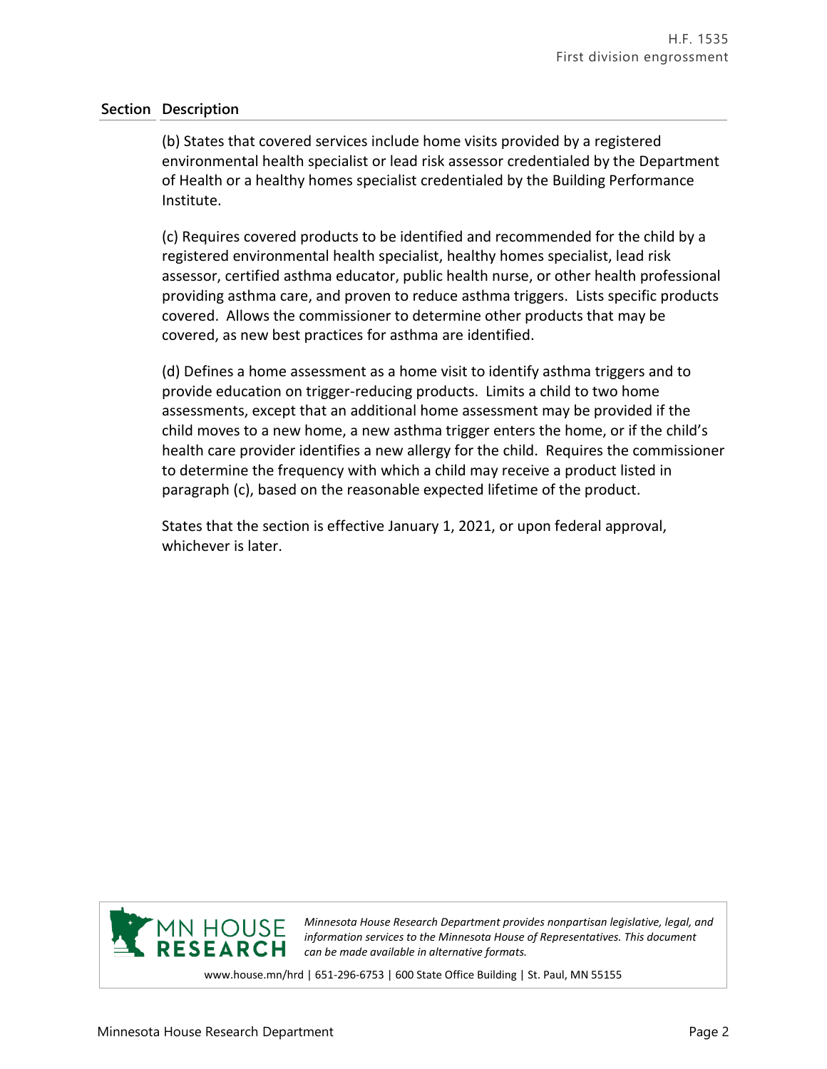| Section | Description |
|---|---|
| | (b) States that covered services include home visits provided by a registered environmental health specialist or lead risk assessor credentialed by the Department of Health or a healthy homes specialist credentialed by the Building Performance Institute. |
| | (c) Requires covered products to be identified and recommended for the child by a registered environmental health specialist, healthy homes specialist, lead risk assessor, certified asthma educator, public health nurse, or other health professional providing asthma care, and proven to reduce asthma triggers. Lists specific products covered. Allows the commissioner to determine other products that may be covered, as new best practices for asthma are identified. |
| | (d) Defines a home assessment as a home visit to identify asthma triggers and to provide education on trigger-reducing products. Limits a child to two home assessments, except that an additional home assessment may be provided if the child moves to a new home, a new asthma trigger enters the home, or if the child's health care provider identifies a new allergy for the child. Requires the commissioner to determine the frequency with which a child may receive a product listed in paragraph (c), based on the reasonable expected lifetime of the product. |
| | States that the section is effective January 1, 2021, or upon federal approval, whichever is later. |

MN HOUSE RESEARCH

*Minnesota House Research Department provides nonpartisan legislative, legal, and information services to the Minnesota House of Representatives. This document can be made available in alternative formats.*

www.house.mn/hrd | 651-296-6753 | 600 State Office Building | St. Paul, MN 55155